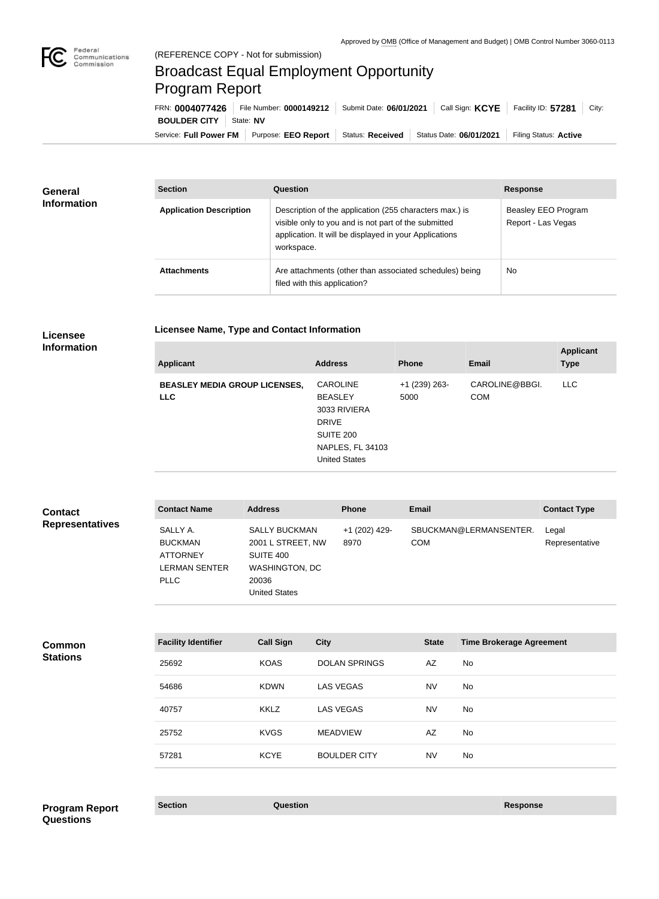Approved by OMB (Office of Management and Budget) | OMB Control Number 3060-0113

(REFERENCE COPY - Not for submission)

# Broadcast Equal Employment Opportunity Program Report

FRN: **0004077426** | File Number: **0000149212** | Submit Date: **06/01/2021** | Call Sign: **KCYE** | Facility ID: **57281** | City: **BOULDER CITY** | State: **NV**

Service: **Full Power FM** | Purpose: **EEO Report** | Status: **Received** | Status Date: **06/01/2021** | Filing Status: **Active**

## General Information

| Section | Question | Response |
| --- | --- | --- |
| **Application Description** | Description of the application (255 characters max.) is visible only to you and is not part of the submitted application. It will be displayed in your Applications workspace. | Beasley EEO Program Report - Las Vegas |
| **Attachments** | Are attachments (other than associated schedules) being filed with this application? | No |

## Licensee Information

### Licensee Name, Type and Contact Information

| Applicant | Address | Phone | Email | Applicant Type |
| --- | --- | --- | --- | --- |
| **BEASLEY MEDIA GROUP LICENSES, LLC** | CAROLINE BEASLEY 3033 RIVIERA DRIVE SUITE 200 NAPLES, FL 34103 United States | +1 (239) 263-5000 | CAROLINE@BBGI.COM | LLC |

## Contact Representatives

| Contact Name | Address | Phone | Email | Contact Type |
| --- | --- | --- | --- | --- |
| SALLY A. BUCKMAN ATTORNEY LERMAN SENTER PLLC | SALLY BUCKMAN 2001 L STREET, NW SUITE 400 WASHINGTON, DC 20036 United States | +1 (202) 429-8970 | SBUCKMAN@LERMANSENTER.COM | Legal Representative |

## Common Stations

| Facility Identifier | Call Sign | City | State | Time Brokerage Agreement |
| --- | --- | --- | --- | --- |
| 25692 | KOAS | DOLAN SPRINGS | AZ | No |
| 54686 | KDWN | LAS VEGAS | NV | No |
| 40757 | KKLZ | LAS VEGAS | NV | No |
| 25752 | KVGS | MEADVIEW | AZ | No |
| 57281 | KCYE | BOULDER CITY | NV | No |

## Program Report Questions

| Section | Question | Response |
| --- | --- | --- |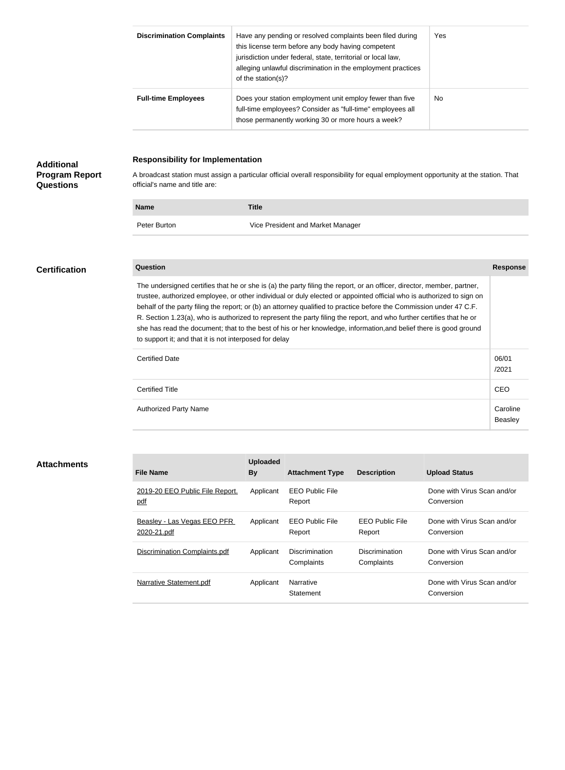| | | |
|---|---|---|
| **Discrimination Complaints** | Have any pending or resolved complaints been filed during this license term before any body having competent jurisdiction under federal, state, territorial or local law, alleging unlawful discrimination in the employment practices of the station(s)? | Yes |
| **Full-time Employees** | Does your station employment unit employ fewer than five full-time employees? Consider as "full-time" employees all those permanently working 30 or more hours a week? | No |

## Additional Program Report Questions

### Responsibility for Implementation

A broadcast station must assign a particular official overall responsibility for equal employment opportunity at the station. That official's name and title are:

| Name | Title |
|---|---|
| Peter Burton | Vice President and Market Manager |

## Certification

| Question | Response |
|---|---|
| The undersigned certifies that he or she is (a) the party filing the report, or an officer, director, member, partner, trustee, authorized employee, or other individual or duly elected or appointed official who is authorized to sign on behalf of the party filing the report; or (b) an attorney qualified to practice before the Commission under 47 C.F. R. Section 1.23(a), who is authorized to represent the party filing the report, and who further certifies that he or she has read the document; that to the best of his or her knowledge, information,and belief there is good ground to support it; and that it is not interposed for delay | |
| Certified Date | 06/01/2021 |
| Certified Title | CEO |
| Authorized Party Name | Caroline Beasley |

## Attachments

| File Name | Uploaded By | Attachment Type | Description | Upload Status |
|---|---|---|---|---|
| 2019-20 EEO Public File Report.pdf | Applicant | EEO Public File Report | | Done with Virus Scan and/or Conversion |
| Beasley - Las Vegas EEO PFR 2020-21.pdf | Applicant | EEO Public File Report | EEO Public File Report | Done with Virus Scan and/or Conversion |
| Discrimination Complaints.pdf | Applicant | Discrimination Complaints | Discrimination Complaints | Done with Virus Scan and/or Conversion |
| Narrative Statement.pdf | Applicant | Narrative Statement | | Done with Virus Scan and/or Conversion |